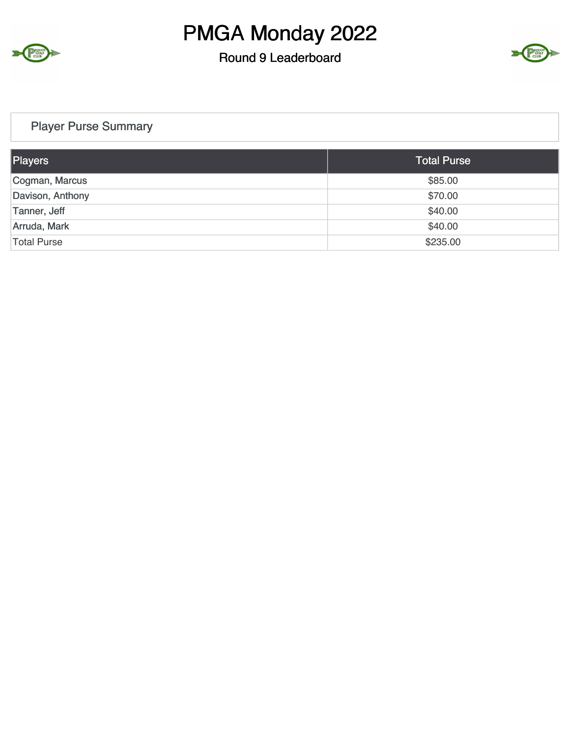# PMGA Monday 2022

## Round 9 Leaderboard

### Player Purse Summary

| Players | Total Purse |
|---|---|
| Cogman, Marcus | $85.00 |
| Davison, Anthony | $70.00 |
| Tanner, Jeff | $40.00 |
| Arruda, Mark | $40.00 |
| Total Purse | $235.00 |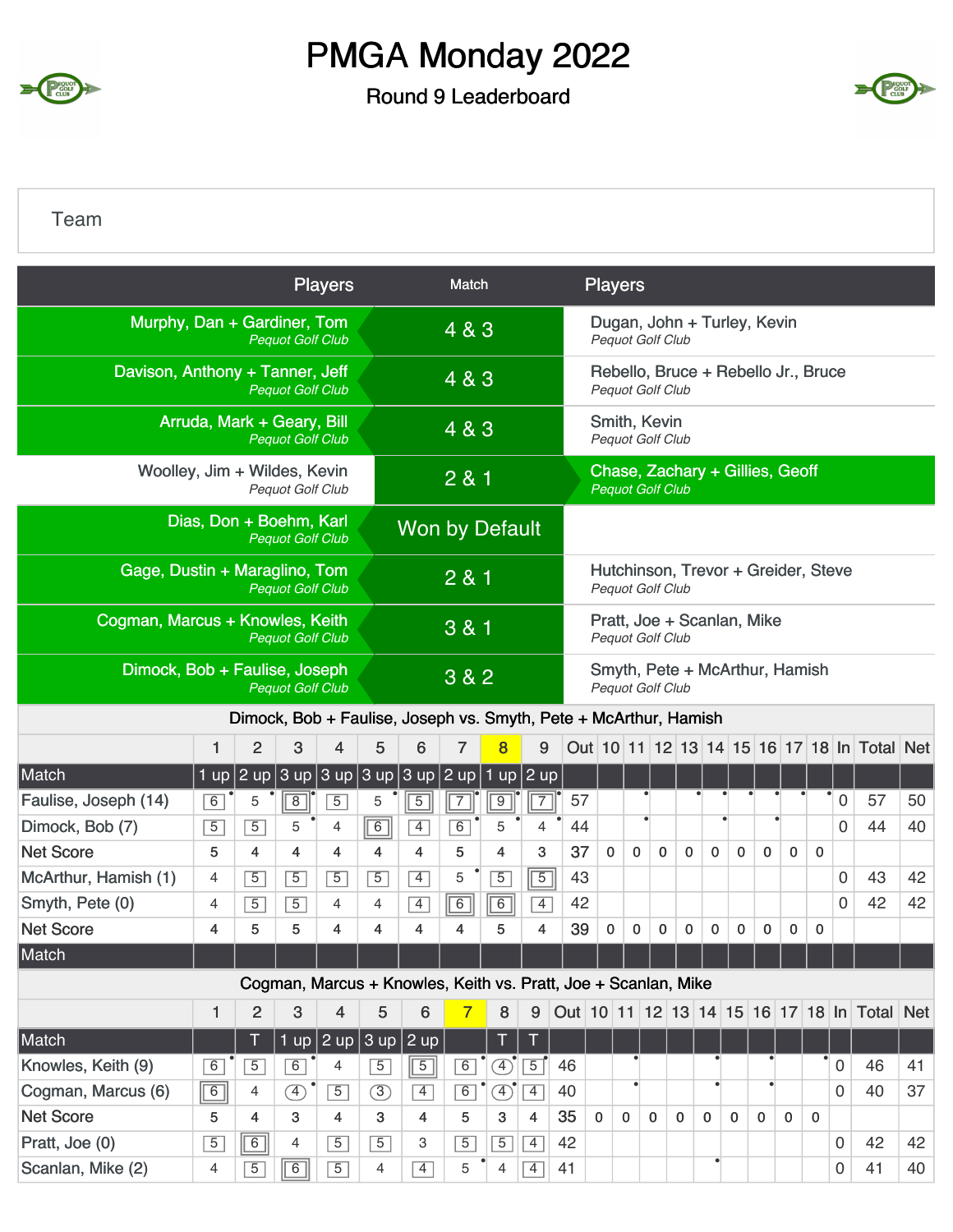# PMGA Monday 2022

Round 9 Leaderboard

Team

| Players | Match | Players |
|---|---|---|
| Murphy, Dan + Gardiner, Tom *Pequot Golf Club* | 4 & 3 | Dugan, John + Turley, Kevin *Pequot Golf Club* |
| Davison, Anthony + Tanner, Jeff *Pequot Golf Club* | 4 & 3 | Rebello, Bruce + Rebello Jr., Bruce *Pequot Golf Club* |
| Arruda, Mark + Geary, Bill *Pequot Golf Club* | 4 & 3 | Smith, Kevin *Pequot Golf Club* |
| Woolley, Jim + Wildes, Kevin *Pequot Golf Club* | 2 & 1 | Chase, Zachary + Gillies, Geoff *Pequot Golf Club* |
| Dias, Don + Boehm, Karl *Pequot Golf Club* | Won by Default | |
| Gage, Dustin + Maraglino, Tom *Pequot Golf Club* | 2 & 1 | Hutchinson, Trevor + Greider, Steve *Pequot Golf Club* |
| Cogman, Marcus + Knowles, Keith *Pequot Golf Club* | 3 & 1 | Pratt, Joe + Scanlan, Mike *Pequot Golf Club* |
| Dimock, Bob + Faulise, Joseph *Pequot Golf Club* | 3 & 2 | Smyth, Pete + McArthur, Hamish *Pequot Golf Club* |

Dimock, Bob + Faulise, Joseph vs. Smyth, Pete + McArthur, Hamish

| | 1 | 2 | 3 | 4 | 5 | 6 | 7 | 8 | 9 | Out | 10 | 11 | 12 | 13 | 14 | 15 | 16 | 17 | 18 | In | Total | Net |
|---|---|---|---|---|---|---|---|---|---|---|---|---|---|---|---|---|---|---|---|---|---|---|
| Match | 1 up | 2 up | 3 up | 3 up | 3 up | 3 up | 2 up | 1 up | 2 up | | | | | | | | | | | | | |
| Faulise, Joseph (14) | 6 | 5 | 8 | 5 | 5 | 5 | 7 | 9 | 7 | 57 | | | | | | | | | | 0 | 57 | 50 |
| Dimock, Bob (7) | 5 | 5 | 5 | 4 | 6 | 4 | 6 | 5 | 4 | 44 | | | | | | | | | | 0 | 44 | 40 |
| Net Score | 5 | 4 | 4 | 4 | 4 | 4 | 5 | 4 | 3 | 37 | 0 | 0 | 0 | 0 | 0 | 0 | 0 | 0 | 0 | | | |
| McArthur, Hamish (1) | 4 | 5 | 5 | 5 | 5 | 4 | 5 | 5 | 5 | 43 | | | | | | | | | | 0 | 43 | 42 |
| Smyth, Pete (0) | 4 | 5 | 5 | 4 | 4 | 4 | 6 | 6 | 4 | 42 | | | | | | | | | | 0 | 42 | 42 |
| Net Score | 4 | 5 | 5 | 4 | 4 | 4 | 4 | 5 | 4 | 39 | 0 | 0 | 0 | 0 | 0 | 0 | 0 | 0 | 0 | | | |
| Match | | | | | | | | | | | | | | | | | | | | | | |

Cogman, Marcus + Knowles, Keith vs. Pratt, Joe + Scanlan, Mike

| | 1 | 2 | 3 | 4 | 5 | 6 | 7 | 8 | 9 | Out | 10 | 11 | 12 | 13 | 14 | 15 | 16 | 17 | 18 | In | Total | Net |
|---|---|---|---|---|---|---|---|---|---|---|---|---|---|---|---|---|---|---|---|---|---|---|
| Match | | T | 1 up | 2 up | 3 up | 2 up | | T | T | | | | | | | | | | | | | |
| Knowles, Keith (9) | 6 | 5 | 6 | 4 | 5 | 5 | 6 | 4 | 5 | 46 | | | | | | | | | | 0 | 46 | 41 |
| Cogman, Marcus (6) | 6 | 4 | 4 | 5 | 3 | 4 | 6 | 4 | 4 | 40 | | | | | | | | | | 0 | 40 | 37 |
| Net Score | 5 | 4 | 3 | 4 | 3 | 4 | 5 | 3 | 4 | 35 | 0 | 0 | 0 | 0 | 0 | 0 | 0 | 0 | 0 | | | |
| Pratt, Joe (0) | 5 | 6 | 4 | 5 | 5 | 3 | 5 | 5 | 4 | 42 | | | | | | | | | | 0 | 42 | 42 |
| Scanlan, Mike (2) | 4 | 5 | 6 | 5 | 4 | 4 | 5 | 4 | 4 | 41 | | | | | | | | | | 0 | 41 | 40 |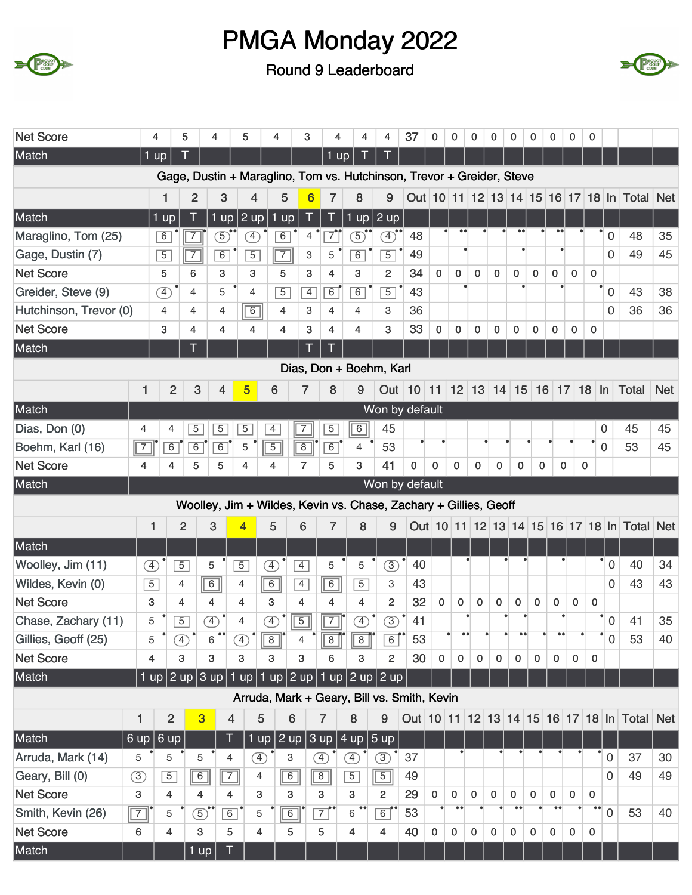# PMGA Monday 2022

## Round 9 Leaderboard

| Net Score | 4 | 5 | 4 | 5 | 4 | 3 | 4 | 4 | 4 | 37 | 0 | 0 | 0 | 0 | 0 | 0 | 0 | 0 | 0 | | | |
|---|---|---|---|---|---|---|---|---|---|---|---|---|---|---|---|---|---|---|---|---|---|---|
| Match | 1 up | T | | | | | 1 up | T | T | | | | | | | | | | | | | |

### Gage, Dustin + Maraglino, Tom vs. Hutchinson, Trevor + Greider, Steve

| | 1 | 2 | 3 | 4 | 5 | 6 | 7 | 8 | 9 | Out | 10 | 11 | 12 | 13 | 14 | 15 | 16 | 17 | 18 | In | Total | Net |
|---|---|---|---|---|---|---|---|---|---|---|---|---|---|---|---|---|---|---|---|---|---|---|
| Match | 1 up | T | 1 up | 2 up | 1 up | T | T | 1 up | 2 up | | | | | | | | | | | | | |
| Maraglino, Tom (25) | 6 | 7 | 5 | 4 | 6 | 4 | 7 | 5 | 4 | 48 | | | | | | | | | | 0 | 48 | 35 |
| Gage, Dustin (7) | 5 | 7 | 6 | 5 | 7 | 3 | 5 | 6 | 5 | 49 | | | | | | | | | | 0 | 49 | 45 |
| Net Score | 5 | 6 | 3 | 3 | 5 | 3 | 4 | 3 | 2 | 34 | 0 | 0 | 0 | 0 | 0 | 0 | 0 | 0 | 0 | | | |
| Greider, Steve (9) | 4 | 4 | 5 | 4 | 5 | 4 | 6 | 6 | 5 | 43 | | | | | | | | | | 0 | 43 | 38 |
| Hutchinson, Trevor (0) | 4 | 4 | 4 | 6 | 4 | 3 | 4 | 4 | 3 | 36 | | | | | | | | | | 0 | 36 | 36 |
| Net Score | 3 | 4 | 4 | 4 | 4 | 3 | 4 | 4 | 3 | 33 | 0 | 0 | 0 | 0 | 0 | 0 | 0 | 0 | 0 | | | |
| Match | | T | | | | T | T | | | | | | | | | | | | | | | |

### Dias, Don + Boehm, Karl

| | 1 | 2 | 3 | 4 | 5 | 6 | 7 | 8 | 9 | Out | 10 | 11 | 12 | 13 | 14 | 15 | 16 | 17 | 18 | In | Total | Net |
|---|---|---|---|---|---|---|---|---|---|---|---|---|---|---|---|---|---|---|---|---|---|---|
| Match | Won by default | | | | | | | | | | | | | | | | | | | | | |
| Dias, Don (0) | 4 | 4 | 5 | 5 | 5 | 4 | 7 | 5 | 6 | 45 | | | | | | | | | | 0 | 45 | 45 |
| Boehm, Karl (16) | 7 | 6 | 6 | 6 | 5 | 5 | 8 | 6 | 4 | 53 | | | | | | | | | | 0 | 53 | 45 |
| Net Score | 4 | 4 | 5 | 5 | 4 | 4 | 7 | 5 | 3 | 41 | 0 | 0 | 0 | 0 | 0 | 0 | 0 | 0 | 0 | | | |
| Match | Won by default | | | | | | | | | | | | | | | | | | | | | |

### Woolley, Jim + Wildes, Kevin vs. Chase, Zachary + Gillies, Geoff

| | 1 | 2 | 3 | 4 | 5 | 6 | 7 | 8 | 9 | Out | 10 | 11 | 12 | 13 | 14 | 15 | 16 | 17 | 18 | In | Total | Net |
|---|---|---|---|---|---|---|---|---|---|---|---|---|---|---|---|---|---|---|---|---|---|---|
| Match | | | | | | | | | | | | | | | | | | | | | | |
| Woolley, Jim (11) | 4 | 5 | 5 | 5 | 4 | 4 | 5 | 5 | 3 | 40 | | | | | | | | | | 0 | 40 | 34 |
| Wildes, Kevin (0) | 5 | 4 | 6 | 4 | 6 | 4 | 6 | 5 | 3 | 43 | | | | | | | | | | 0 | 43 | 43 |
| Net Score | 3 | 4 | 4 | 4 | 3 | 4 | 4 | 4 | 2 | 32 | 0 | 0 | 0 | 0 | 0 | 0 | 0 | 0 | 0 | | | |
| Chase, Zachary (11) | 5 | 5 | 4 | 4 | 4 | 5 | 7 | 4 | 3 | 41 | | | | | | | | | | 0 | 41 | 35 |
| Gillies, Geoff (25) | 5 | 4 | 6 | 4 | 8 | 4 | 8 | 8 | 6 | 53 | | | | | | | | | | 0 | 53 | 40 |
| Net Score | 4 | 3 | 3 | 3 | 3 | 3 | 6 | 3 | 2 | 30 | 0 | 0 | 0 | 0 | 0 | 0 | 0 | 0 | 0 | | | |
| Match | 1 up | 2 up | 3 up | 1 up | 1 up | 2 up | 1 up | 2 up | 2 up | | | | | | | | | | | | | |

### Arruda, Mark + Geary, Bill vs. Smith, Kevin

| | 1 | 2 | 3 | 4 | 5 | 6 | 7 | 8 | 9 | Out | 10 | 11 | 12 | 13 | 14 | 15 | 16 | 17 | 18 | In | Total | Net |
|---|---|---|---|---|---|---|---|---|---|---|---|---|---|---|---|---|---|---|---|---|---|---|
| Match | 6 up | 6 up | | T | 1 up | 2 up | 3 up | 4 up | 5 up | | | | | | | | | | | | | |
| Arruda, Mark (14) | 5 | 5 | 5 | 4 | 4 | 3 | 4 | 4 | 3 | 37 | | | | | | | | | | 0 | 37 | 30 |
| Geary, Bill (0) | 3 | 5 | 6 | 7 | 4 | 6 | 8 | 5 | 5 | 49 | | | | | | | | | | 0 | 49 | 49 |
| Net Score | 3 | 4 | 4 | 4 | 3 | 3 | 3 | 3 | 2 | 29 | 0 | 0 | 0 | 0 | 0 | 0 | 0 | 0 | 0 | | | |
| Smith, Kevin (26) | 7 | 5 | 5 | 6 | 5 | 6 | 7 | 6 | 6 | 53 | | | | | | | | | | 0 | 53 | 40 |
| Net Score | 6 | 4 | 3 | 5 | 4 | 5 | 5 | 4 | 4 | 40 | 0 | 0 | 0 | 0 | 0 | 0 | 0 | 0 | 0 | | | |
| Match | | | 1 up | T | | | | | | | | | | | | | | | | | | |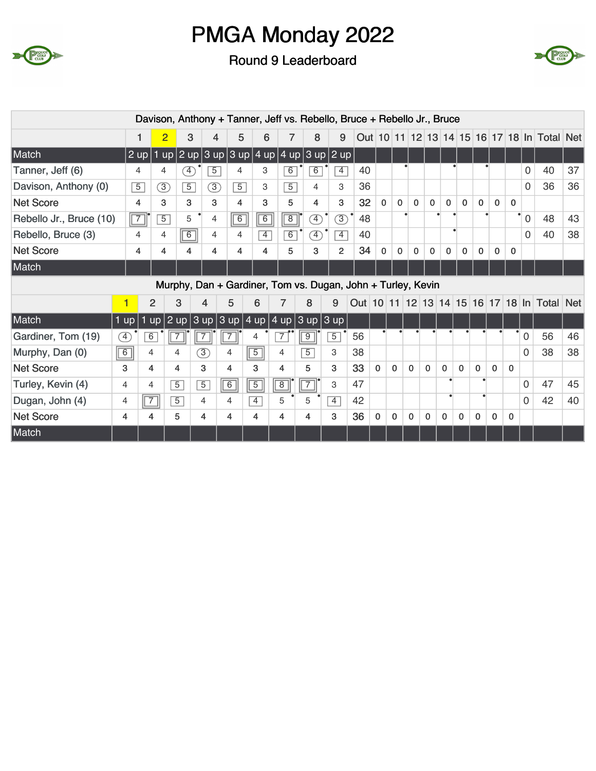# PMGA Monday 2022

## Round 9 Leaderboard

**Davison, Anthony + Tanner, Jeff vs. Rebello, Bruce + Rebello Jr., Bruce**

| | 1 | 2 | 3 | 4 | 5 | 6 | 7 | 8 | 9 | Out | 10 | 11 | 12 | 13 | 14 | 15 | 16 | 17 | 18 | In | Total | Net |
|---|---|---|---|---|---|---|---|---|---|---|---|---|---|---|---|---|---|---|---|---|---|---|
| Match | 2 up | 1 up | 2 up | 3 up | 3 up | 4 up | 4 up | 3 up | 2 up | | | | | | | | | | | | | |
| Tanner, Jeff (6) | 4 | 4 | 4 | 5 | 4 | 3 | 6 | 6 | 4 | 40 | | | | | | | | | | 0 | 40 | 37 |
| Davison, Anthony (0) | 5 | 3 | 5 | 3 | 5 | 3 | 5 | 4 | 3 | 36 | | | | | | | | | | 0 | 36 | 36 |
| Net Score | 4 | 3 | 3 | 3 | 4 | 3 | 5 | 4 | 3 | 32 | 0 | 0 | 0 | 0 | 0 | 0 | 0 | 0 | 0 | | | |
| Rebello Jr., Bruce (10) | 7 | 5 | 5 | 4 | 6 | 6 | 8 | 4 | 3 | 48 | | | | | | | | | | 0 | 48 | 43 |
| Rebello, Bruce (3) | 4 | 4 | 6 | 4 | 4 | 4 | 6 | 4 | 4 | 40 | | | | | | | | | | 0 | 40 | 38 |
| Net Score | 4 | 4 | 4 | 4 | 4 | 4 | 5 | 3 | 2 | 34 | 0 | 0 | 0 | 0 | 0 | 0 | 0 | 0 | 0 | | | |
| Match | | | | | | | | | | | | | | | | | | | | | | |

**Murphy, Dan + Gardiner, Tom vs. Dugan, John + Turley, Kevin**

| | 1 | 2 | 3 | 4 | 5 | 6 | 7 | 8 | 9 | Out | 10 | 11 | 12 | 13 | 14 | 15 | 16 | 17 | 18 | In | Total | Net |
|---|---|---|---|---|---|---|---|---|---|---|---|---|---|---|---|---|---|---|---|---|---|---|
| Match | 1 up | 1 up | 2 up | 3 up | 3 up | 4 up | 4 up | 3 up | 3 up | | | | | | | | | | | | | |
| Gardiner, Tom (19) | 4 | 6 | 7 | 7 | 7 | 4 | 7 | 9 | 5 | 56 | | | | | | | | | | 0 | 56 | 46 |
| Murphy, Dan (0) | 6 | 4 | 4 | 3 | 4 | 5 | 4 | 5 | 3 | 38 | | | | | | | | | | 0 | 38 | 38 |
| Net Score | 3 | 4 | 4 | 3 | 4 | 3 | 4 | 5 | 3 | 33 | 0 | 0 | 0 | 0 | 0 | 0 | 0 | 0 | 0 | | | |
| Turley, Kevin (4) | 4 | 4 | 5 | 5 | 6 | 5 | 8 | 7 | 3 | 47 | | | | | | | | | | 0 | 47 | 45 |
| Dugan, John (4) | 4 | 7 | 5 | 4 | 4 | 4 | 5 | 5 | 4 | 42 | | | | | | | | | | 0 | 42 | 40 |
| Net Score | 4 | 4 | 5 | 4 | 4 | 4 | 4 | 4 | 3 | 36 | 0 | 0 | 0 | 0 | 0 | 0 | 0 | 0 | 0 | | | |
| Match | | | | | | | | | | | | | | | | | | | | | | |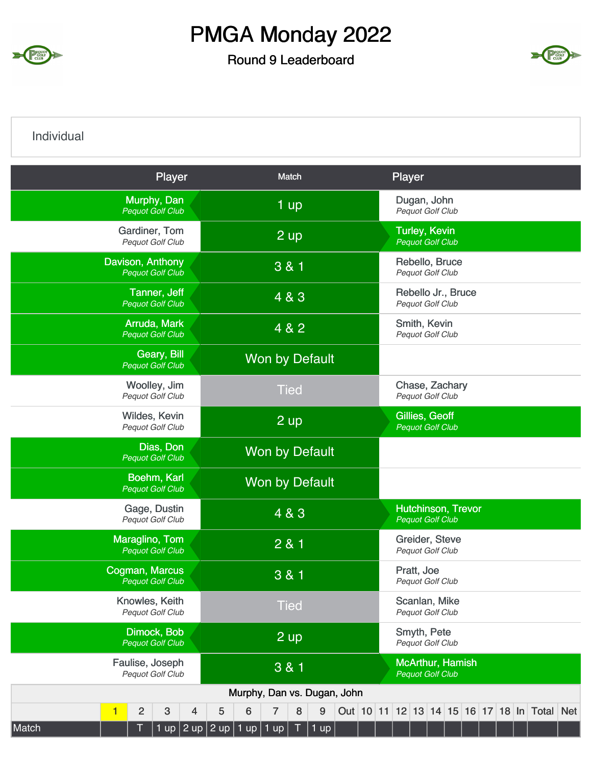# PMGA Monday 2022

## Round 9 Leaderboard

### Individual

| Player | Match | Player |
|---|---|---|
| Murphy, Dan *Pequot Golf Club* | 1 up | Dugan, John *Pequot Golf Club* |
| Gardiner, Tom *Pequot Golf Club* | 2 up | Turley, Kevin *Pequot Golf Club* |
| Davison, Anthony *Pequot Golf Club* | 3 & 1 | Rebello, Bruce *Pequot Golf Club* |
| Tanner, Jeff *Pequot Golf Club* | 4 & 3 | Rebello Jr., Bruce *Pequot Golf Club* |
| Arruda, Mark *Pequot Golf Club* | 4 & 2 | Smith, Kevin *Pequot Golf Club* |
| Geary, Bill *Pequot Golf Club* | Won by Default | |
| Woolley, Jim *Pequot Golf Club* | Tied | Chase, Zachary *Pequot Golf Club* |
| Wildes, Kevin *Pequot Golf Club* | 2 up | Gillies, Geoff *Pequot Golf Club* |
| Dias, Don *Pequot Golf Club* | Won by Default | |
| Boehm, Karl *Pequot Golf Club* | Won by Default | |
| Gage, Dustin *Pequot Golf Club* | 4 & 3 | Hutchinson, Trevor *Pequot Golf Club* |
| Maraglino, Tom *Pequot Golf Club* | 2 & 1 | Greider, Steve *Pequot Golf Club* |
| Cogman, Marcus *Pequot Golf Club* | 3 & 1 | Pratt, Joe *Pequot Golf Club* |
| Knowles, Keith *Pequot Golf Club* | Tied | Scanlan, Mike *Pequot Golf Club* |
| Dimock, Bob *Pequot Golf Club* | 2 up | Smyth, Pete *Pequot Golf Club* |
| Faulise, Joseph *Pequot Golf Club* | 3 & 1 | McArthur, Hamish *Pequot Golf Club* |

**Murphy, Dan vs. Dugan, John**

| | 1 | 2 | 3 | 4 | 5 | 6 | 7 | 8 | 9 | Out | 10 | 11 | 12 | 13 | 14 | 15 | 16 | 17 | 18 | In | Total | Net |
|---|---|---|---|---|---|---|---|---|---|---|---|---|---|---|---|---|---|---|---|---|---|---|
| Match | | T | 1 up | 2 up | 2 up | 1 up | 1 up | T | 1 up | | | | | | | | | | | | | |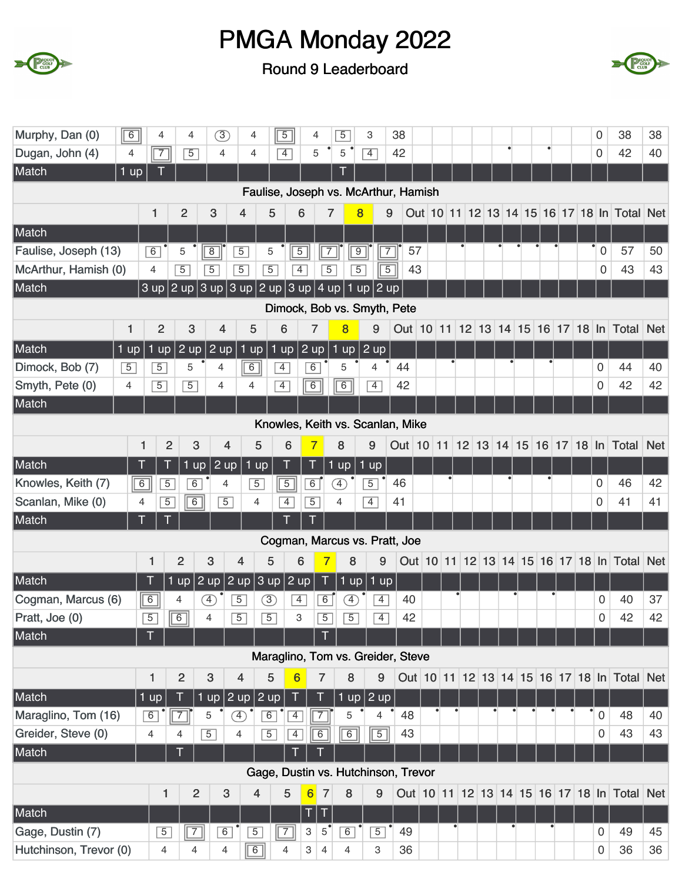# PMGA Monday 2022

## Round 9 Leaderboard

| | 1 | 2 | 3 | 4 | 5 | 6 | 7 | 8 | 9 | Out | 10 | 11 | 12 | 13 | 14 | 15 | 16 | 17 | 18 | In | Total | Net |
|---|---|---|---|---|---|---|---|---|---|---|---|---|---|---|---|---|---|---|---|---|---|---|
| Murphy, Dan (0) | 6 | 4 | 4 | 3 | 4 | 5 | 4 | 5 | 3 | 38 | | | | | | | | | | 0 | 38 | 38 |
| Dugan, John (4) | 4 | 7 | 5 | 4 | 4 | 4 | 5 | 5 | 4 | 42 | | | | | | | | | | 0 | 42 | 40 |
| Match | 1 up | T | | | | | | T | | | | | | | | | | | | | | |

### Faulise, Joseph vs. McArthur, Hamish

| | 1 | 2 | 3 | 4 | 5 | 6 | 7 | 8 | 9 | Out | 10 | 11 | 12 | 13 | 14 | 15 | 16 | 17 | 18 | In | Total | Net |
|---|---|---|---|---|---|---|---|---|---|---|---|---|---|---|---|---|---|---|---|---|---|---|
| Match | | | | | | | | | | | | | | | | | | | | | | |
| Faulise, Joseph (13) | 6 | 5 | 8 | 5 | 5 | 5 | 7 | 9 | 7 | 57 | | | | | | | | | | 0 | 57 | 50 |
| McArthur, Hamish (0) | 4 | 5 | 5 | 5 | 5 | 4 | 5 | 5 | 5 | 43 | | | | | | | | | | 0 | 43 | 43 |
| Match | 3 up | 2 up | 3 up | 3 up | 2 up | 3 up | 4 up | 1 up | 2 up | | | | | | | | | | | | | |

### Dimock, Bob vs. Smyth, Pete

| | 1 | 2 | 3 | 4 | 5 | 6 | 7 | 8 | 9 | Out | 10 | 11 | 12 | 13 | 14 | 15 | 16 | 17 | 18 | In | Total | Net |
|---|---|---|---|---|---|---|---|---|---|---|---|---|---|---|---|---|---|---|---|---|---|---|
| Match | 1 up | 1 up | 2 up | 2 up | 1 up | 1 up | 2 up | 1 up | 2 up | | | | | | | | | | | | | |
| Dimock, Bob (7) | 5 | 5 | 5 | 4 | 6 | 4 | 6 | 5 | 4 | 44 | | | | | | | | | | 0 | 44 | 40 |
| Smyth, Pete (0) | 4 | 5 | 5 | 4 | 4 | 4 | 6 | 6 | 4 | 42 | | | | | | | | | | 0 | 42 | 42 |
| Match | | | | | | | | | | | | | | | | | | | | | | |

### Knowles, Keith vs. Scanlan, Mike

| | 1 | 2 | 3 | 4 | 5 | 6 | 7 | 8 | 9 | Out | 10 | 11 | 12 | 13 | 14 | 15 | 16 | 17 | 18 | In | Total | Net |
|---|---|---|---|---|---|---|---|---|---|---|---|---|---|---|---|---|---|---|---|---|---|---|
| Match | T | T | 1 up | 2 up | 1 up | T | T | 1 up | 1 up | | | | | | | | | | | | | |
| Knowles, Keith (7) | 6 | 5 | 6 | 4 | 5 | 5 | 6 | 4 | 5 | 46 | | | | | | | | | | 0 | 46 | 42 |
| Scanlan, Mike (0) | 4 | 5 | 6 | 5 | 4 | 4 | 5 | 4 | 4 | 41 | | | | | | | | | | 0 | 41 | 41 |
| Match | T | T | | | | T | T | | | | | | | | | | | | | | | |

### Cogman, Marcus vs. Pratt, Joe

| | 1 | 2 | 3 | 4 | 5 | 6 | 7 | 8 | 9 | Out | 10 | 11 | 12 | 13 | 14 | 15 | 16 | 17 | 18 | In | Total | Net |
|---|---|---|---|---|---|---|---|---|---|---|---|---|---|---|---|---|---|---|---|---|---|---|
| Match | T | 1 up | 2 up | 2 up | 3 up | 2 up | T | 1 up | 1 up | | | | | | | | | | | | | |
| Cogman, Marcus (6) | 6 | 4 | 4 | 5 | 3 | 4 | 6 | 4 | 4 | 40 | | | | | | | | | | 0 | 40 | 37 |
| Pratt, Joe (0) | 5 | 6 | 4 | 5 | 5 | 3 | 5 | 5 | 4 | 42 | | | | | | | | | | 0 | 42 | 42 |
| Match | T | | | | | | T | | | | | | | | | | | | | | | |

### Maraglino, Tom vs. Greider, Steve

| | 1 | 2 | 3 | 4 | 5 | 6 | 7 | 8 | 9 | Out | 10 | 11 | 12 | 13 | 14 | 15 | 16 | 17 | 18 | In | Total | Net |
|---|---|---|---|---|---|---|---|---|---|---|---|---|---|---|---|---|---|---|---|---|---|---|
| Match | 1 up | T | 1 up | 2 up | 2 up | T | T | 1 up | 2 up | | | | | | | | | | | | | |
| Maraglino, Tom (16) | 6 | 7 | 5 | 4 | 6 | 4 | 7 | 5 | 4 | 48 | | | | | | | | | | 0 | 48 | 40 |
| Greider, Steve (0) | 4 | 4 | 5 | 4 | 5 | 4 | 6 | 6 | 5 | 43 | | | | | | | | | | 0 | 43 | 43 |
| Match | | T | | | | T | T | | | | | | | | | | | | | | | |

### Gage, Dustin vs. Hutchinson, Trevor

| | 1 | 2 | 3 | 4 | 5 | 6 | 7 | 8 | 9 | Out | 10 | 11 | 12 | 13 | 14 | 15 | 16 | 17 | 18 | In | Total | Net |
|---|---|---|---|---|---|---|---|---|---|---|---|---|---|---|---|---|---|---|---|---|---|---|
| Match | | | | | | T | T | | | | | | | | | | | | | | | |
| Gage, Dustin (7) | 5 | 7 | 6 | 5 | 7 | 3 | 5 | 6 | 5 | 49 | | | | | | | | | | 0 | 49 | 45 |
| Hutchinson, Trevor (0) | 4 | 4 | 4 | 6 | 4 | 3 | 4 | 4 | 3 | 36 | | | | | | | | | | 0 | 36 | 36 |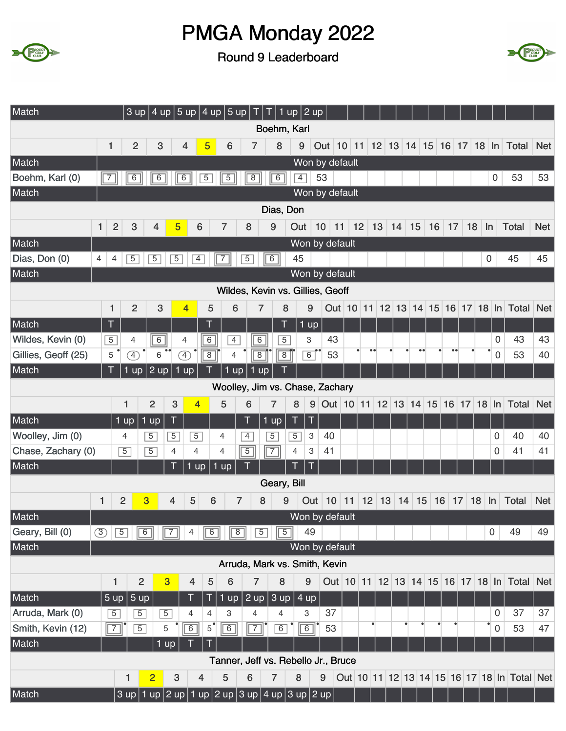# PMGA Monday 2022

## Round 9 Leaderboard

| Match | 3 up | 4 up | 5 up | 4 up | 5 up | T | T | 1 up | 2 up | | | | | | | | | | | | | |
|---|---|---|---|---|---|---|---|---|---|---|---|---|---|---|---|---|---|---|---|---|---|---|

### Boehm, Karl

| | 1 | 2 | 3 | 4 | 5 | 6 | 7 | 8 | 9 | Out | 10 | 11 | 12 | 13 | 14 | 15 | 16 | 17 | 18 | In | Total | Net |
|---|---|---|---|---|---|---|---|---|---|---|---|---|---|---|---|---|---|---|---|---|---|---|
| Match | Won by default | | | | | | | | | | | | | | | | | | | | | |
| Boehm, Karl (0) | 7 | 6 | 6 | 6 | 5 | 5 | 8 | 6 | 4 | 53 | | | | | | | | | | 0 | 53 | 53 |
| Match | Won by default | | | | | | | | | | | | | | | | | | | | | |

### Dias, Don

| | 1 | 2 | 3 | 4 | 5 | 6 | 7 | 8 | 9 | Out | 10 | 11 | 12 | 13 | 14 | 15 | 16 | 17 | 18 | In | Total | Net |
|---|---|---|---|---|---|---|---|---|---|---|---|---|---|---|---|---|---|---|---|---|---|---|
| Match | Won by default | | | | | | | | | | | | | | | | | | | | | |
| Dias, Don (0) | 4 | 4 | 5 | 5 | 5 | 4 | 7 | 5 | 6 | 45 | | | | | | | | | | 0 | 45 | 45 |
| Match | Won by default | | | | | | | | | | | | | | | | | | | | | |

### Wildes, Kevin vs. Gillies, Geoff

| | 1 | 2 | 3 | 4 | 5 | 6 | 7 | 8 | 9 | Out | 10 | 11 | 12 | 13 | 14 | 15 | 16 | 17 | 18 | In | Total | Net |
|---|---|---|---|---|---|---|---|---|---|---|---|---|---|---|---|---|---|---|---|---|---|---|
| Match | T | | | | T | | | T | 1 up | | | | | | | | | | | | | |
| Wildes, Kevin (0) | 5 | 4 | 6 | 4 | 6 | 4 | 6 | 5 | 3 | 43 | | | | | | | | | | 0 | 43 | 43 |
| Gillies, Geoff (25) | 5 | 4 | 6 | 4 | 8 | 4 | 8 | 8 | 6 | 53 | | | | | | | | | | 0 | 53 | 40 |
| Match | T | 1 up | 2 up | 1 up | T | 1 up | 1 up | T | | | | | | | | | | | | | | |

### Woolley, Jim vs. Chase, Zachary

| | 1 | 2 | 3 | 4 | 5 | 6 | 7 | 8 | 9 | Out | 10 | 11 | 12 | 13 | 14 | 15 | 16 | 17 | 18 | In | Total | Net |
|---|---|---|---|---|---|---|---|---|---|---|---|---|---|---|---|---|---|---|---|---|---|---|
| Match | 1 up | 1 up | T | | | T | 1 up | T | T | | | | | | | | | | | | | |
| Woolley, Jim (0) | 4 | 5 | 5 | 5 | 4 | 4 | 5 | 5 | 3 | 40 | | | | | | | | | | 0 | 40 | 40 |
| Chase, Zachary (0) | 5 | 5 | 4 | 4 | 4 | 5 | 7 | 4 | 3 | 41 | | | | | | | | | | 0 | 41 | 41 |
| Match | | | T | 1 up | 1 up | T | | T | T | | | | | | | | | | | | | |

### Geary, Bill

| | 1 | 2 | 3 | 4 | 5 | 6 | 7 | 8 | 9 | Out | 10 | 11 | 12 | 13 | 14 | 15 | 16 | 17 | 18 | In | Total | Net |
|---|---|---|---|---|---|---|---|---|---|---|---|---|---|---|---|---|---|---|---|---|---|---|
| Match | Won by default | | | | | | | | | | | | | | | | | | | | | |
| Geary, Bill (0) | 3 | 5 | 6 | 7 | 4 | 6 | 8 | 5 | 5 | 49 | | | | | | | | | | 0 | 49 | 49 |
| Match | Won by default | | | | | | | | | | | | | | | | | | | | | |

### Arruda, Mark vs. Smith, Kevin

| | 1 | 2 | 3 | 4 | 5 | 6 | 7 | 8 | 9 | Out | 10 | 11 | 12 | 13 | 14 | 15 | 16 | 17 | 18 | In | Total | Net |
|---|---|---|---|---|---|---|---|---|---|---|---|---|---|---|---|---|---|---|---|---|---|---|
| Match | 5 up | 5 up | | T | T | 1 up | 2 up | 3 up | 4 up | | | | | | | | | | | | | |
| Arruda, Mark (0) | 5 | 5 | 5 | 4 | 4 | 3 | 4 | 4 | 3 | 37 | | | | | | | | | | 0 | 37 | 37 |
| Smith, Kevin (12) | 7 | 5 | 5 | 6 | 5 | 6 | 7 | 6 | 6 | 53 | | | | | | | | | | 0 | 53 | 47 |
| Match | | | 1 up | T | T | | | | | | | | | | | | | | | | | |

### Tanner, Jeff vs. Rebello Jr., Bruce

| | 1 | 2 | 3 | 4 | 5 | 6 | 7 | 8 | 9 | Out | 10 | 11 | 12 | 13 | 14 | 15 | 16 | 17 | 18 | In | Total | Net |
|---|---|---|---|---|---|---|---|---|---|---|---|---|---|---|---|---|---|---|---|---|---|---|
| Match | 3 up | 1 up | 2 up | 1 up | 2 up | 3 up | 4 up | 3 up | 2 up | | | | | | | | | | | | | |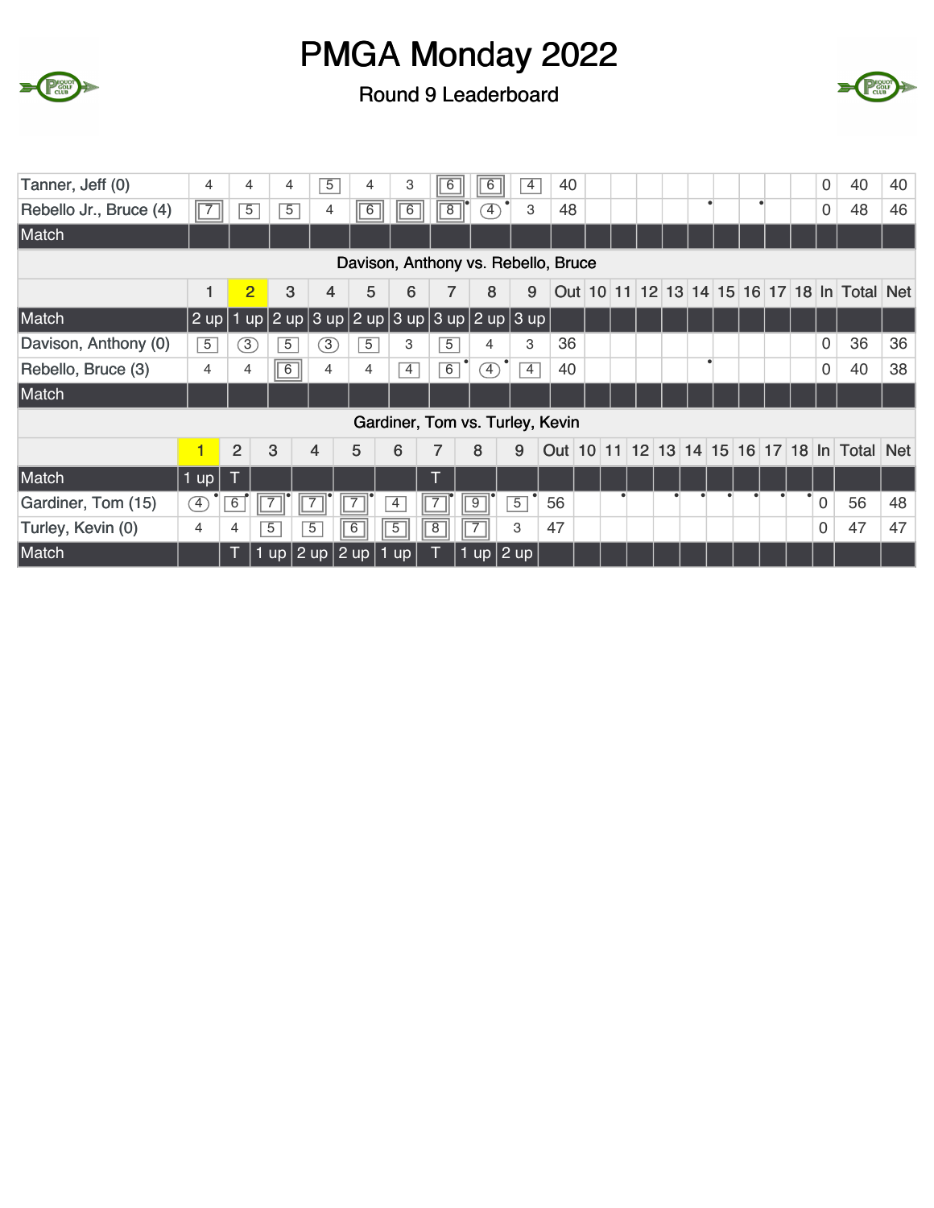# PMGA Monday 2022

## Round 9 Leaderboard

| | 1 | 2 | 3 | 4 | 5 | 6 | 7 | 8 | 9 | Out | 10 | 11 | 12 | 13 | 14 | 15 | 16 | 17 | 18 | In | Total | Net |
|---|---|---|---|---|---|---|---|---|---|---|---|---|---|---|---|---|---|---|---|---|---|---|
| Tanner, Jeff (0) | 4 | 4 | 4 | 5 | 4 | 3 | 6 | 6 | 4 | 40 | | | | | | | | | | 0 | 40 | 40 |
| Rebello Jr., Bruce (4) | 7 | 5 | 5 | 4 | 6 | 6 | 8 | 4 | 3 | 48 | | | | | | | | | | 0 | 48 | 46 |
| Match | | | | | | | | | | | | | | | | | | | | | | |

### Davison, Anthony vs. Rebello, Bruce

| | 1 | 2 | 3 | 4 | 5 | 6 | 7 | 8 | 9 | Out | 10 | 11 | 12 | 13 | 14 | 15 | 16 | 17 | 18 | In | Total | Net |
|---|---|---|---|---|---|---|---|---|---|---|---|---|---|---|---|---|---|---|---|---|---|---|
| Match | 2 up | 1 up | 2 up | 3 up | 2 up | 3 up | 3 up | 2 up | 3 up | | | | | | | | | | | | | |
| Davison, Anthony (0) | 5 | 3 | 5 | 3 | 5 | 3 | 5 | 4 | 3 | 36 | | | | | | | | | | 0 | 36 | 36 |
| Rebello, Bruce (3) | 4 | 4 | 6 | 4 | 4 | 4 | 6 | 4 | 4 | 40 | | | | | | | | | | 0 | 40 | 38 |
| Match | | | | | | | | | | | | | | | | | | | | | | |

### Gardiner, Tom vs. Turley, Kevin

| | 1 | 2 | 3 | 4 | 5 | 6 | 7 | 8 | 9 | Out | 10 | 11 | 12 | 13 | 14 | 15 | 16 | 17 | 18 | In | Total | Net |
|---|---|---|---|---|---|---|---|---|---|---|---|---|---|---|---|---|---|---|---|---|---|---|
| Match | 1 up | T | | | | | T | | | | | | | | | | | | | | | |
| Gardiner, Tom (15) | 4 | 6 | 7 | 7 | 7 | 4 | 7 | 9 | 5 | 56 | | | | | | | | | | 0 | 56 | 48 |
| Turley, Kevin (0) | 4 | 4 | 5 | 5 | 6 | 5 | 8 | 7 | 3 | 47 | | | | | | | | | | 0 | 47 | 47 |
| Match | | T | 1 up | 2 up | 2 up | 1 up | T | 1 up | 2 up | | | | | | | | | | | | | |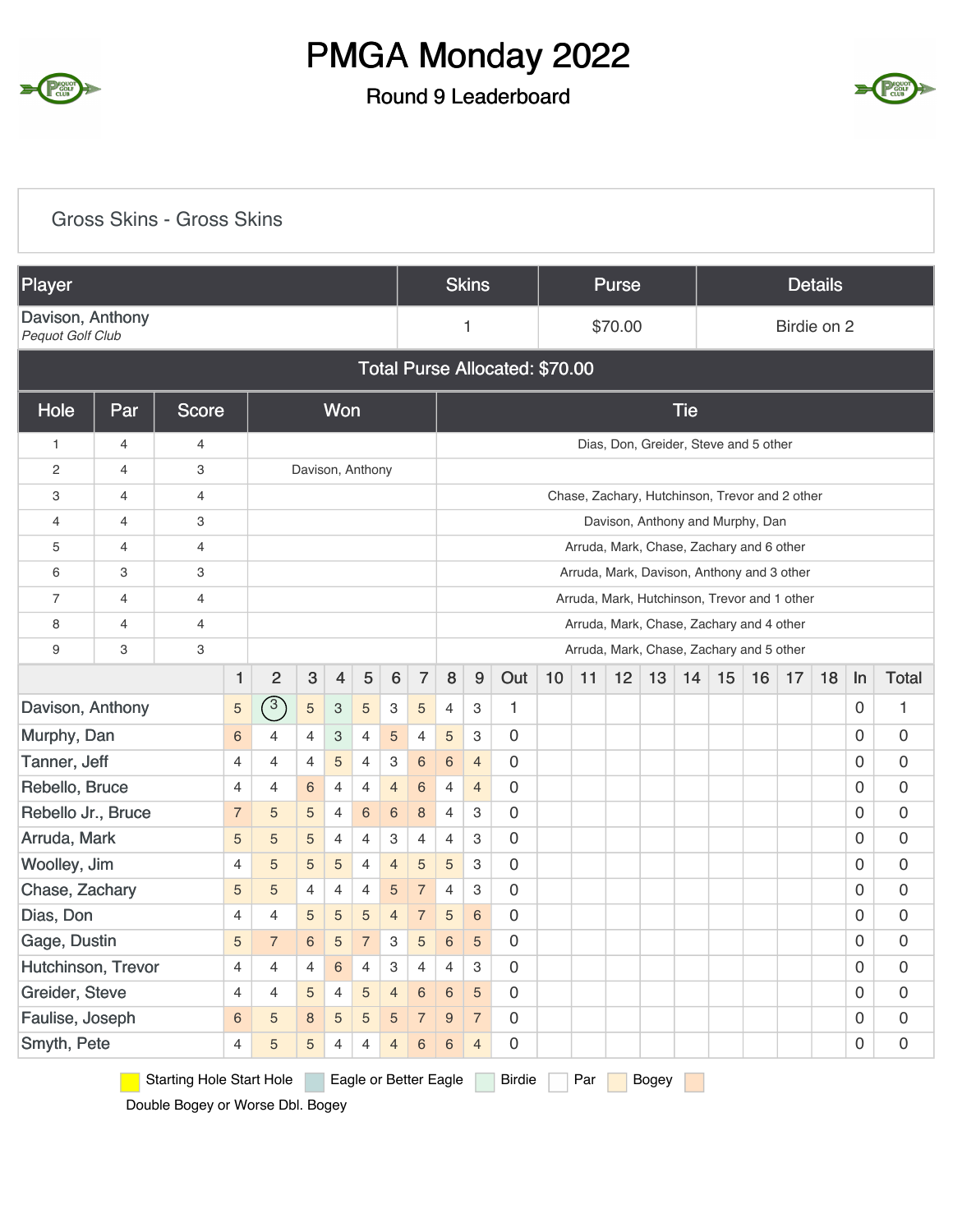# PMGA Monday 2022

## Round 9 Leaderboard

### Gross Skins - Gross Skins

| Player | Skins | Purse | Details |
|---|---|---|---|
| Davison, Anthony *Pequot Golf Club* | 1 | $70.00 | Birdie on 2 |

**Total Purse Allocated: $70.00**

| Hole | Par | Score | Won | Tie |
|---|---|---|---|---|
| 1 | 4 | 4 | | Dias, Don, Greider, Steve and 5 other |
| 2 | 4 | 3 | Davison, Anthony | |
| 3 | 4 | 4 | | Chase, Zachary, Hutchinson, Trevor and 2 other |
| 4 | 4 | 3 | | Davison, Anthony and Murphy, Dan |
| 5 | 4 | 4 | | Arruda, Mark, Chase, Zachary and 6 other |
| 6 | 3 | 3 | | Arruda, Mark, Davison, Anthony and 3 other |
| 7 | 4 | 4 | | Arruda, Mark, Hutchinson, Trevor and 1 other |
| 8 | 4 | 4 | | Arruda, Mark, Chase, Zachary and 4 other |
| 9 | 3 | 3 | | Arruda, Mark, Chase, Zachary and 5 other |

| | 1 | 2 | 3 | 4 | 5 | 6 | 7 | 8 | 9 | Out | 10 | 11 | 12 | 13 | 14 | 15 | 16 | 17 | 18 | In | Total |
|---|---|---|---|---|---|---|---|---|---|---|---|---|---|---|---|---|---|---|---|---|---|
| Davison, Anthony | 5 | 3 | 5 | 3 | 5 | 3 | 5 | 4 | 3 | 1 | | | | | | | | | | 0 | 1 |
| Murphy, Dan | 6 | 4 | 4 | 3 | 4 | 5 | 4 | 5 | 3 | 0 | | | | | | | | | | 0 | 0 |
| Tanner, Jeff | 4 | 4 | 4 | 5 | 4 | 3 | 6 | 6 | 4 | 0 | | | | | | | | | | 0 | 0 |
| Rebello, Bruce | 4 | 4 | 6 | 4 | 4 | 4 | 6 | 4 | 4 | 0 | | | | | | | | | | 0 | 0 |
| Rebello Jr., Bruce | 7 | 5 | 5 | 4 | 6 | 6 | 8 | 4 | 3 | 0 | | | | | | | | | | 0 | 0 |
| Arruda, Mark | 5 | 5 | 5 | 4 | 4 | 3 | 4 | 4 | 3 | 0 | | | | | | | | | | 0 | 0 |
| Woolley, Jim | 4 | 5 | 5 | 5 | 4 | 4 | 5 | 5 | 3 | 0 | | | | | | | | | | 0 | 0 |
| Chase, Zachary | 5 | 5 | 4 | 4 | 4 | 5 | 7 | 4 | 3 | 0 | | | | | | | | | | 0 | 0 |
| Dias, Don | 4 | 4 | 5 | 5 | 5 | 4 | 7 | 5 | 6 | 0 | | | | | | | | | | 0 | 0 |
| Gage, Dustin | 5 | 7 | 6 | 5 | 7 | 3 | 5 | 6 | 5 | 0 | | | | | | | | | | 0 | 0 |
| Hutchinson, Trevor | 4 | 4 | 4 | 6 | 4 | 3 | 4 | 4 | 3 | 0 | | | | | | | | | | 0 | 0 |
| Greider, Steve | 4 | 4 | 5 | 4 | 5 | 4 | 6 | 6 | 5 | 0 | | | | | | | | | | 0 | 0 |
| Faulise, Joseph | 6 | 5 | 8 | 5 | 5 | 5 | 7 | 9 | 7 | 0 | | | | | | | | | | 0 | 0 |
| Smyth, Pete | 4 | 5 | 5 | 4 | 4 | 4 | 6 | 6 | 4 | 0 | | | | | | | | | | 0 | 0 |

Starting Hole Start Hole | Eagle or Better Eagle | Birdie | Par | Bogey | Double Bogey or Worse Dbl. Bogey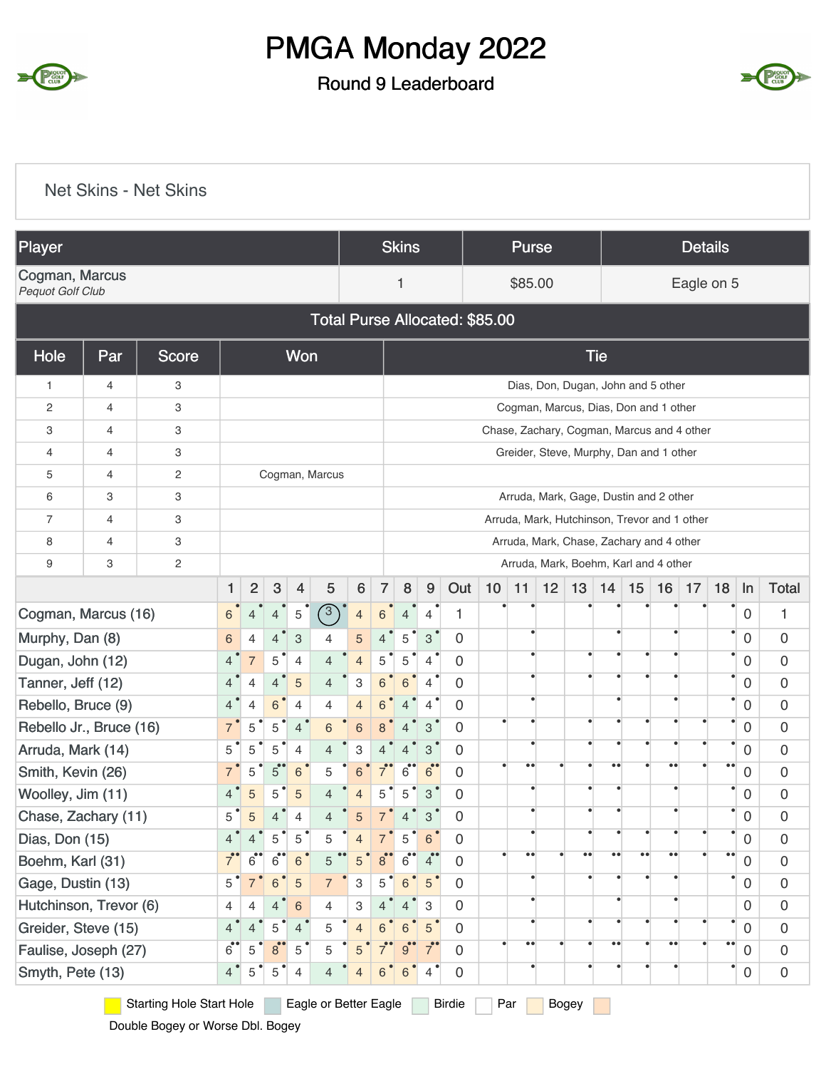# PMGA Monday 2022

## Round 9 Leaderboard

### Net Skins - Net Skins

| Player | Skins | Purse | Details |
|---|---|---|---|
| Cogman, Marcus *Pequot Golf Club* | 1 | $85.00 | Eagle on 5 |

**Total Purse Allocated: $85.00**

| Hole | Par | Score | Won | Tie |
|---|---|---|---|---|
| 1 | 4 | 3 | | Dias, Don, Dugan, John and 5 other |
| 2 | 4 | 3 | | Cogman, Marcus, Dias, Don and 1 other |
| 3 | 4 | 3 | | Chase, Zachary, Cogman, Marcus and 4 other |
| 4 | 4 | 3 | | Greider, Steve, Murphy, Dan and 1 other |
| 5 | 4 | 2 | Cogman, Marcus | |
| 6 | 3 | 3 | | Arruda, Mark, Gage, Dustin and 2 other |
| 7 | 4 | 3 | | Arruda, Mark, Hutchinson, Trevor and 1 other |
| 8 | 4 | 3 | | Arruda, Mark, Chase, Zachary and 4 other |
| 9 | 3 | 2 | | Arruda, Mark, Boehm, Karl and 4 other |

| | 1 | 2 | 3 | 4 | 5 | 6 | 7 | 8 | 9 | Out | 10 | 11 | 12 | 13 | 14 | 15 | 16 | 17 | 18 | In | Total |
|---|---|---|---|---|---|---|---|---|---|---|---|---|---|---|---|---|---|---|---|---|---|
| Cogman, Marcus (16) | 6 | 4 | 4 | 5 | 3 | 4 | 6 | 4 | 4 | 1 | | | | | | | | | | 0 | 1 |
| Murphy, Dan (8) | 6 | 4 | 4 | 3 | 4 | 5 | 4 | 5 | 3 | 0 | | | | | | | | | | 0 | 0 |
| Dugan, John (12) | 4 | 7 | 5 | 4 | 4 | 4 | 5 | 5 | 4 | 0 | | | | | | | | | | 0 | 0 |
| Tanner, Jeff (12) | 4 | 4 | 4 | 5 | 4 | 3 | 6 | 6 | 4 | 0 | | | | | | | | | | 0 | 0 |
| Rebello, Bruce (9) | 4 | 4 | 6 | 4 | 4 | 4 | 6 | 4 | 4 | 0 | | | | | | | | | | 0 | 0 |
| Rebello Jr., Bruce (16) | 7 | 5 | 5 | 4 | 6 | 6 | 8 | 4 | 3 | 0 | | | | | | | | | | 0 | 0 |
| Arruda, Mark (14) | 5 | 5 | 5 | 4 | 4 | 3 | 4 | 4 | 3 | 0 | | | | | | | | | | 0 | 0 |
| Smith, Kevin (26) | 7 | 5 | 5 | 6 | 5 | 6 | 7 | 6 | 6 | 0 | | | | | | | | | | 0 | 0 |
| Woolley, Jim (11) | 4 | 5 | 5 | 5 | 4 | 4 | 5 | 5 | 3 | 0 | | | | | | | | | | 0 | 0 |
| Chase, Zachary (11) | 5 | 5 | 4 | 4 | 4 | 5 | 7 | 4 | 3 | 0 | | | | | | | | | | 0 | 0 |
| Dias, Don (15) | 4 | 4 | 5 | 5 | 5 | 4 | 7 | 5 | 6 | 0 | | | | | | | | | | 0 | 0 |
| Boehm, Karl (31) | 7 | 6 | 6 | 6 | 5 | 5 | 8 | 6 | 4 | 0 | | | | | | | | | | 0 | 0 |
| Gage, Dustin (13) | 5 | 7 | 6 | 5 | 7 | 3 | 5 | 6 | 5 | 0 | | | | | | | | | | 0 | 0 |
| Hutchinson, Trevor (6) | 4 | 4 | 4 | 6 | 4 | 3 | 4 | 4 | 3 | 0 | | | | | | | | | | 0 | 0 |
| Greider, Steve (15) | 4 | 4 | 5 | 4 | 5 | 4 | 6 | 6 | 5 | 0 | | | | | | | | | | 0 | 0 |
| Faulise, Joseph (27) | 6 | 5 | 8 | 5 | 5 | 5 | 7 | 9 | 7 | 0 | | | | | | | | | | 0 | 0 |
| Smyth, Pete (13) | 4 | 5 | 5 | 4 | 4 | 4 | 6 | 6 | 4 | 0 | | | | | | | | | | 0 | 0 |

Starting Hole Start Hole | Eagle or Better Eagle | Birdie | Par | Bogey | Double Bogey or Worse Dbl. Bogey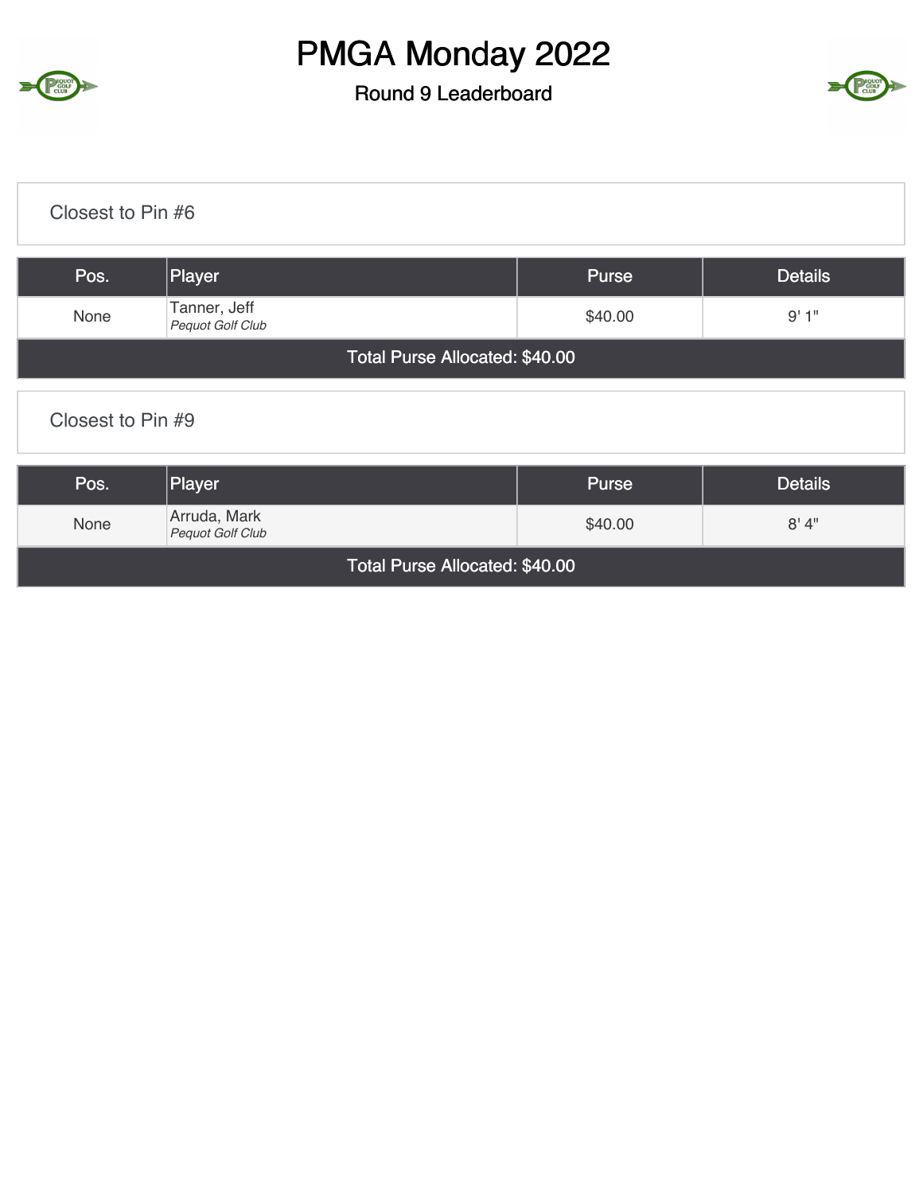# PMGA Monday 2022

## Round 9 Leaderboard

### Closest to Pin #6

| Pos. | Player | Purse | Details |
|---|---|---|---|
| None | Tanner, Jeff *Pequot Golf Club* | $40.00 | 9' 1" |

Total Purse Allocated: $40.00

### Closest to Pin #9

| Pos. | Player | Purse | Details |
|---|---|---|---|
| None | Arruda, Mark *Pequot Golf Club* | $40.00 | 8' 4" |

Total Purse Allocated: $40.00